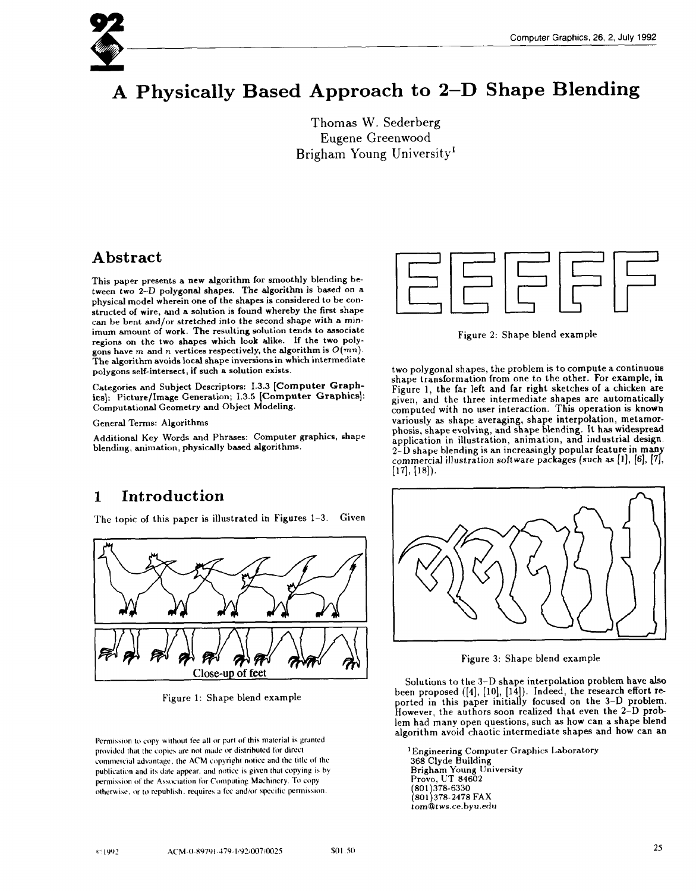# A Physically Based Approach to 2–D Shape Blending

Thomas W. Sederberg
Eugene Greenwood
Brigham Young University[1]

## Abstract

This paper presents a new algorithm for smoothly blending between two 2–D polygonal shapes. The algorithm is based on a physical model wherein one of the shapes is considered to be constructed of wire, and a solution is found whereby the first shape can be bent and/or stretched into the second shape with a minimum amount of work. The resulting solution tends to associate regions on the two shapes which look alike. If the two polygons have $m$ and $n$ vertices respectively, the algorithm is $O(mn)$. The algorithm avoids local shape inversions in which intermediate polygons self-intersect, if such a solution exists.

Categories and Subject Descriptors: I.3.3 [**Computer Graphics**]: Picture/Image Generation; I.3.5 [**Computer Graphics**]: Computational Geometry and Object Modeling.

General Terms: Algorithms

Additional Key Words and Phrases: Computer graphics, shape blending, animation, physically based algorithms.

## 1 Introduction

The topic of this paper is illustrated in Figures 1–3. Given two polygonal shapes, the problem is to compute a continuous shape transformation from one to the other. For example, in Figure 1, the far left and far right sketches of a chicken are given, and the three intermediate shapes are automatically computed with no user interaction. This operation is known variously as shape averaging, shape interpolation, metamorphosis, shape evolving, and shape blending. It has widespread application in illustration, animation, and industrial design. 2–D shape blending is an increasingly popular feature in many commercial illustration software packages (such as [1], [6], [7], [17], [18]).

Close-up of feet

Figure 1: Shape blend example

Figure 2: Shape blend example

Figure 3: Shape blend example

Solutions to the 3–D shape interpolation problem have also been proposed ([4], [10], [14]). Indeed, the research effort reported in this paper initially focused on the 3–D problem. However, the authors soon realized that even the 2–D problem had many open questions, such as how can a shape blend algorithm avoid chaotic intermediate shapes and how can an

[1] Engineering Computer Graphics Laboratory
368 Clyde Building
Brigham Young University
Provo, UT 84602
(801)378-6330
(801)378-2478 FAX
*tom@tws.ce.byu.edu*

Permission to copy without fee all or part of this material is granted provided that the copies are not made or distributed for direct commercial advantage, the ACM copyright notice and the title of the publication and its date appear, and notice is given that copying is by permission of the Association for Computing Machinery. To copy otherwise, or to republish, requires a fee and/or specific permission.

©1992 ACM-0-89791-479-1/92/007/0025 $01.50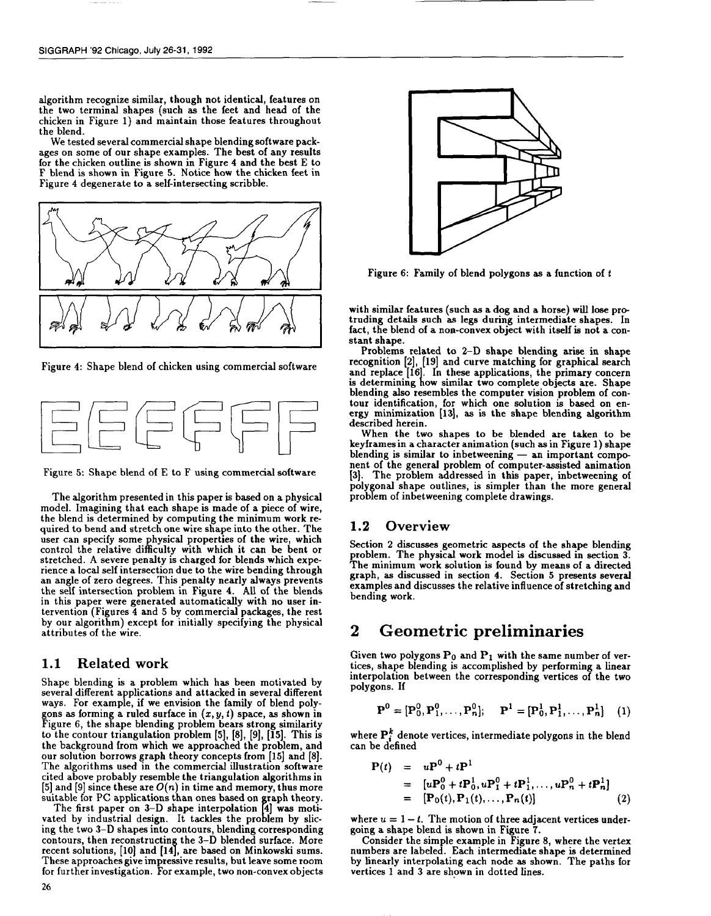algorithm recognize similar, though not identical, features on the two terminal shapes (such as the feet and head of the chicken in Figure 1) and maintain those features throughout the blend.

We tested several commercial shape blending software packages on some of our shape examples. The best of any results for the chicken outline is shown in Figure 4 and the best E to F blend is shown in Figure 5. Notice how the chicken feet in Figure 4 degenerate to a self-intersecting scribble.

Figure 4: Shape blend of chicken using commercial software

Figure 5: Shape blend of E to F using commercial software

The algorithm presented in this paper is based on a physical model. Imagining that each shape is made of a piece of wire, the blend is determined by computing the minimum work required to bend and stretch one wire shape into the other. The user can specify some physical properties of the wire, which control the relative difficulty with which it can be bent or stretched. A severe penalty is charged for blends which experience a local self intersection due to the wire bending through an angle of zero degrees. This penalty nearly always prevents the self intersection problem in Figure 4. All of the blends in this paper were generated automatically with no user intervention (Figures 4 and 5 by commercial packages, the rest by our algorithm) except for initially specifying the physical attributes of the wire.

## 1.1 Related work

Shape blending is a problem which has been motivated by several different applications and attacked in several different ways. For example, if we envision the family of blend polygons as forming a ruled surface in $(x, y, t)$ space, as shown in Figure 6, the shape blending problem bears strong similarity to the contour triangulation problem [5], [8], [9], [15]. This is the background from which we approached the problem, and our solution borrows graph theory concepts from [15] and [8]. The algorithms used in the commercial illustration software cited above probably resemble the triangulation algorithms in [5] and [9] since these are $O(n)$ in time and memory, thus more suitable for PC applications than ones based on graph theory.

The first paper on 3-D shape interpolation [4] was motivated by industrial design. It tackles the problem by slicing the two 3-D shapes into contours, blending corresponding contours, then reconstructing the 3-D blended surface. More recent solutions, [10] and [14], are based on Minkowski sums. These approaches give impressive results, but leave some room for further investigation. For example, two non-convex objects with similar features (such as a dog and a horse) will lose protruding details such as legs during intermediate shapes. In fact, the blend of a non-convex object with itself is not a constant shape.

Figure 6: Family of blend polygons as a function of $t$

Problems related to 2-D shape blending arise in shape recognition [2], [19] and curve matching for graphical search and replace [16]. In these applications, the primary concern is determining how similar two complete objects are. Shape blending also resembles the computer vision problem of contour identification, for which one solution is based on energy minimization [13], as is the shape blending algorithm described herein.

When the two shapes to be blended are taken to be keyframes in a character animation (such as in Figure 1) shape blending is similar to inbetweening — an important component of the general problem of computer-assisted animation [3]. The problem addressed in this paper, inbetweening of polygonal shape outlines, is simpler than the more general problem of inbetweening complete drawings.

## 1.2 Overview

Section 2 discusses geometric aspects of the shape blending problem. The physical work model is discussed in section 3. The minimum work solution is found by means of a directed graph, as discussed in section 4. Section 5 presents several examples and discusses the relative influence of stretching and bending work.

# 2 Geometric preliminaries

Given two polygons $\mathbf{P}_0$ and $\mathbf{P}_1$ with the same number of vertices, shape blending is accomplished by performing a linear interpolation between the corresponding vertices of the two polygons. If

$$\mathbf{P}^0 = [\mathbf{P}_0^0, \mathbf{P}_1^0, \ldots, \mathbf{P}_n^0]; \quad \mathbf{P}^1 = [\mathbf{P}_0^1, \mathbf{P}_1^1, \ldots, \mathbf{P}_n^1] \quad (1)$$

where $\mathbf{P}_i^k$ denote vertices, intermediate polygons in the blend can be defined

$$\begin{aligned}
\mathbf{P}(t) &= u\mathbf{P}^0 + t\mathbf{P}^1 \\
&= [u\mathbf{P}_0^0 + t\mathbf{P}_0^1, u\mathbf{P}_1^0 + t\mathbf{P}_1^1, \ldots, u\mathbf{P}_n^0 + t\mathbf{P}_n^1] \\
&= [\mathbf{P}_0(t), \mathbf{P}_1(t), \ldots, \mathbf{P}_n(t)] \quad (2)
\end{aligned}$$

where $u = 1 - t$. The motion of three adjacent vertices undergoing a shape blend is shown in Figure 7.

Consider the simple example in Figure 8, where the vertex numbers are labeled. Each intermediate shape is determined by linearly interpolating each node as shown. The paths for vertices 1 and 3 are shown in dotted lines.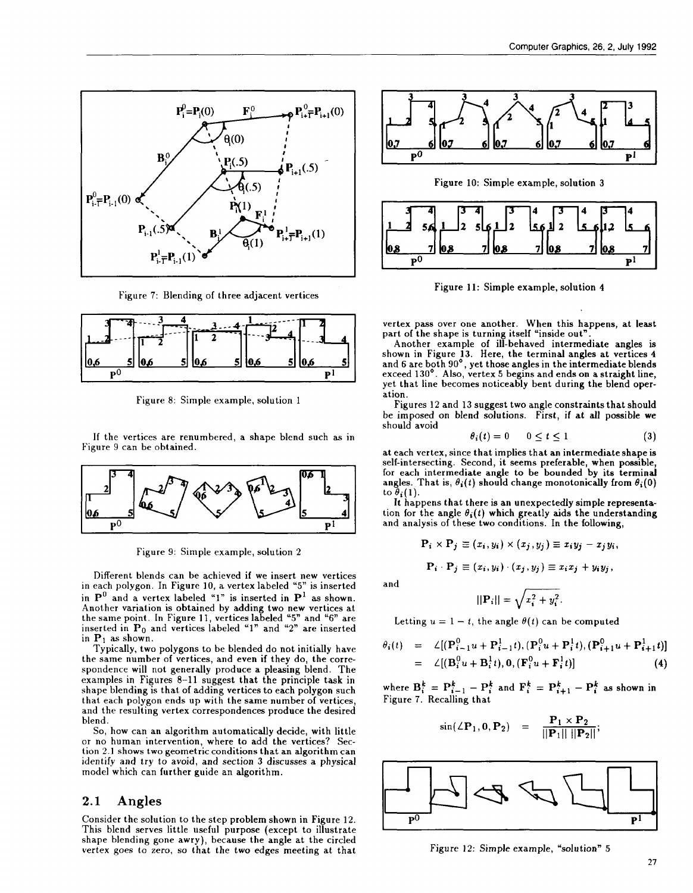Figure 7: Blending of three adjacent vertices

Figure 8: Simple example, solution 1

If the vertices are renumbered, a shape blend such as in Figure 9 can be obtained.

Figure 9: Simple example, solution 2

Different blends can be achieved if we insert new vertices in each polygon. In Figure 10, a vertex labeled "5" is inserted in $\mathbf{P}^0$ and a vertex labeled "1" is inserted in $\mathbf{P}^1$ as shown. Another variation is obtained by adding two new vertices at the same point. In Figure 11, vertices labeled "5" and "6" are inserted in $\mathbf{P}_0$ and vertices labeled "1" and "2" are inserted in $\mathbf{P}_1$ as shown.

Typically, two polygons to be blended do not initially have the same number of vertices, and even if they do, the correspondence will not generally produce a pleasing blend. The examples in Figures 8-11 suggest that the principle task in shape blending is that of adding vertices to each polygon such that each polygon ends up with the same number of vertices, and the resulting vertex correspondences produce the desired blend.

So, how can an algorithm automatically decide, with little or no human intervention, where to add the vertices? Section 2.1 shows two geometric conditions that an algorithm can identify and try to avoid, and section 3 discusses a physical model which can further guide an algorithm.

## 2.1 Angles

Consider the solution to the step problem shown in Figure 12. This blend serves little useful purpose (except to illustrate shape blending gone awry), because the angle at the circled vertex goes to zero, so that the two edges meeting at that vertex pass over one another. When this happens, at least part of the shape is turning itself "inside out".

Figure 10: Simple example, solution 3

Figure 11: Simple example, solution 4

Another example of ill-behaved intermediate angles is shown in Figure 13. Here, the terminal angles at vertices 4 and 6 are both 90°, yet those angles in the intermediate blends exceed 130°. Also, vertex 5 begins and ends on a straight line, yet that line becomes noticeably bent during the blend operation.

Figures 12 and 13 suggest two angle constraints that should be imposed on blend solutions. First, if at all possible we should avoid

$$\theta_i(t) = 0 \qquad 0 \le t \le 1 \tag{3}$$

at each vertex, since that implies that an intermediate shape is self-intersecting. Second, it seems preferable, when possible, for each intermediate angle to be bounded by its terminal angles. That is, $\theta_i(t)$ should change monotonically from $\theta_i(0)$ to $\theta_i(1)$.

It happens that there is an unexpectedly simple representation for the angle $\theta_i(t)$ which greatly aids the understanding and analysis of these two conditions. In the following,

$$\mathbf{P}_i \times \mathbf{P}_j \equiv (x_i, y_i) \times (x_j, y_j) \equiv x_i y_j - x_j y_i,$$

$$\mathbf{P}_i \cdot \mathbf{P}_j \equiv (x_i, y_i) \cdot (x_j, y_j) \equiv x_i x_j + y_i y_j,$$

and

$$||\mathbf{P}_i|| = \sqrt{x_i^2 + y_i^2}.$$

Letting $u = 1 - t$, the angle $\theta(t)$ can be computed

$$\begin{aligned}
\theta_i(t) &= \angle[(\mathbf{P}^0_{i-1}u + \mathbf{P}^1_{i-1}t), (\mathbf{P}^0_i u + \mathbf{P}^1_i t), (\mathbf{P}^0_{i+1}u + \mathbf{P}^1_{i+1}t)] \\
&= \angle[(\mathbf{B}^0_i u + \mathbf{B}^1_i t), 0, (\mathbf{F}^0_i u + \mathbf{F}^1_i t)] \qquad (4)
\end{aligned}$$

where $\mathbf{B}^k_i = \mathbf{P}^k_{i-1} - \mathbf{P}^k_i$ and $\mathbf{F}^k_i = \mathbf{P}^k_{i+1} - \mathbf{P}^k_i$ as shown in Figure 7. Recalling that

$$\sin(\angle \mathbf{P}_1, 0, \mathbf{P}_2) = \frac{\mathbf{P}_1 \times \mathbf{P}_2}{||\mathbf{P}_1||\ ||\mathbf{P}_2||};$$

Figure 12: Simple example, "solution" 5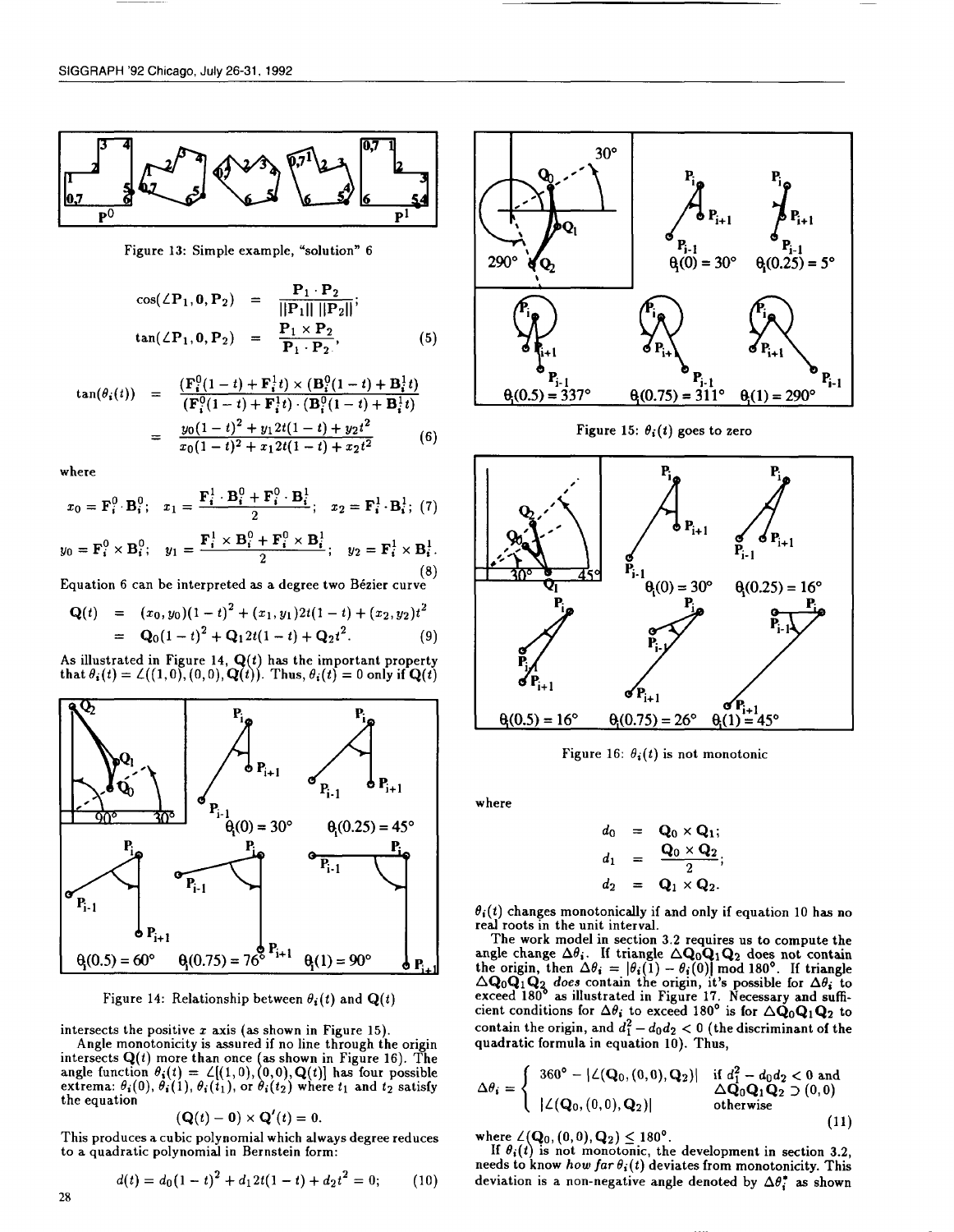Figure 13: Simple example, "solution" 6

$$\cos(\angle \mathbf{P}_1, \mathbf{0}, \mathbf{P}_2) = \frac{\mathbf{P}_1 \cdot \mathbf{P}_2}{||\mathbf{P}_1|| \, ||\mathbf{P}_2||};$$

$$\tan(\angle \mathbf{P}_1, \mathbf{0}, \mathbf{P}_2) = \frac{\mathbf{P}_1 \times \mathbf{P}_2}{\mathbf{P}_1 \cdot \mathbf{P}_2}, \tag{5}$$

$$\tan(\theta_i(t)) = \frac{(\mathbf{F}_i^0(1-t) + \mathbf{F}_i^1 t) \times (\mathbf{B}_i^0(1-t) + \mathbf{B}_i^1 t)}{(\mathbf{F}_i^0(1-t) + \mathbf{F}_i^1 t) \cdot (\mathbf{B}_i^0(1-t) + \mathbf{B}_i^1 t)}$$

$$= \frac{y_0(1-t)^2 + y_1 2t(1-t) + y_2 t^2}{x_0(1-t)^2 + x_1 2t(1-t) + x_2 t^2} \tag{6}$$

where

$$x_0 = \mathbf{F}_i^0 \cdot \mathbf{B}_i^0; \quad x_1 = \frac{\mathbf{F}_i^1 \cdot \mathbf{B}_i^0 + \mathbf{F}_i^0 \cdot \mathbf{B}_i^1}{2}; \quad x_2 = \mathbf{F}_i^1 \cdot \mathbf{B}_i^1; \tag{7}$$

$$y_0 = \mathbf{F}_i^0 \times \mathbf{B}_i^0; \quad y_1 = \frac{\mathbf{F}_i^1 \times \mathbf{B}_i^0 + \mathbf{F}_i^0 \times \mathbf{B}_i^1}{2}; \quad y_2 = \mathbf{F}_i^1 \times \mathbf{B}_i^1. \tag{8}$$

Equation 6 can be interpreted as a degree two Bézier curve

$$\mathbf{Q}(t) = (x_0, y_0)(1-t)^2 + (x_1, y_1)2t(1-t) + (x_2, y_2)t^2$$
$$= \mathbf{Q}_0(1-t)^2 + \mathbf{Q}_1 2t(1-t) + \mathbf{Q}_2 t^2. \tag{9}$$

As illustrated in Figure 14, $\mathbf{Q}(t)$ has the important property that $\theta_i(t) = \angle((1,0),(0,0),\mathbf{Q}(t))$. Thus, $\theta_i(t) = 0$ only if $\mathbf{Q}(t)$ intersects the positive $x$ axis (as shown in Figure 15).

Figure 14: Relationship between $\theta_i(t)$ and $\mathbf{Q}(t)$

Angle monotonicity is assured if no line through the origin intersects $\mathbf{Q}(t)$ more than once (as shown in Figure 16). The angle function $\theta_i(t) = \angle[(1,0),(0,0),\mathbf{Q}(t)]$ has four possible extrema: $\theta_i(0)$, $\theta_i(1)$, $\theta_i(t_1)$, or $\theta_i(t_2)$ where $t_1$ and $t_2$ satisfy the equation

$$(\mathbf{Q}(t) - \mathbf{0}) \times \mathbf{Q}'(t) = 0.$$

This produces a cubic polynomial which always degree reduces to a quadratic polynomial in Bernstein form:

$$d(t) = d_0(1-t)^2 + d_1 2t(1-t) + d_2 t^2 = 0; \tag{10}$$

Figure 15: $\theta_i(t)$ goes to zero

Figure 16: $\theta_i(t)$ is not monotonic

where

$$d_0 = \mathbf{Q}_0 \times \mathbf{Q}_1;$$
$$d_1 = \frac{\mathbf{Q}_0 \times \mathbf{Q}_2}{2};$$
$$d_2 = \mathbf{Q}_1 \times \mathbf{Q}_2.$$

$\theta_i(t)$ changes monotonically if and only if equation 10 has no real roots in the unit interval.

The work model in section 3.2 requires us to compute the angle change $\Delta\theta_i$. If triangle $\Delta\mathbf{Q}_0\mathbf{Q}_1\mathbf{Q}_2$ does not contain the origin, then $\Delta\theta_i = |\theta_i(1) - \theta_i(0)| \bmod 180°$. If triangle $\Delta\mathbf{Q}_0\mathbf{Q}_1\mathbf{Q}_2$ *does* contain the origin, it's possible for $\Delta\theta_i$ to exceed 180° as illustrated in Figure 17. Necessary and sufficient conditions for $\Delta\theta_i$ to exceed 180° is for $\Delta\mathbf{Q}_0\mathbf{Q}_1\mathbf{Q}_2$ to contain the origin, and $d_1^2 - d_0 d_2 < 0$ (the discriminant of the quadratic formula in equation 10). Thus,

$$\Delta\theta_i = \begin{cases} 360° - |\angle(\mathbf{Q}_0,(0,0),\mathbf{Q}_2)| & \text{if } d_1^2 - d_0 d_2 < 0 \text{ and } \Delta\mathbf{Q}_0\mathbf{Q}_1\mathbf{Q}_2 \supset (0,0) \\ |\angle(\mathbf{Q}_0,(0,0),\mathbf{Q}_2)| & \text{otherwise} \end{cases} \tag{11}$$

where $\angle(\mathbf{Q}_0,(0,0),\mathbf{Q}_2) \le 180°$.

If $\theta_i(t)$ is not monotonic, the development in section 3.2, needs to know *how far* $\theta_i(t)$ deviates from monotonicity. This deviation is a non-negative angle denoted by $\Delta\theta_i^*$ as shown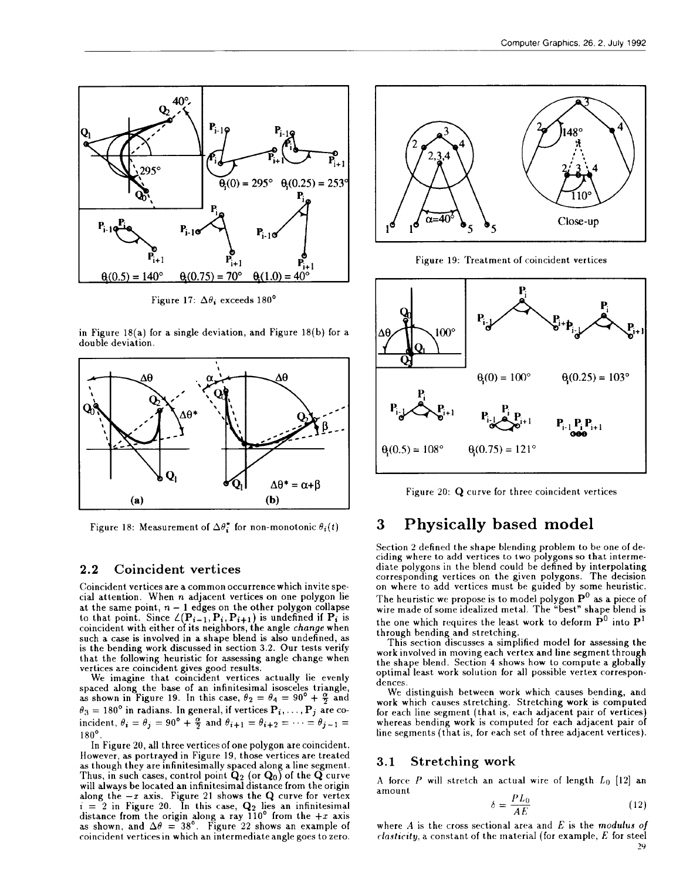Figure 17: $\Delta\theta_i$ exceeds 180°

in Figure 18(a) for a single deviation, and Figure 18(b) for a double deviation.

Figure 18: Measurement of $\Delta\theta_i^*$ for non-monotonic $\theta_i(t)$

## 2.2 Coincident vertices

Coincident vertices are a common occurrence which invite special attention. When $n$ adjacent vertices on one polygon lie at the same point, $n-1$ edges on the other polygon collapse to that point. Since $\angle(\mathbf{P}_{i-1}, \mathbf{P}_i, \mathbf{P}_{i+1})$ is undefined if $\mathbf{P}_i$ is coincident with either of its neighbors, the angle *change* when such a case is involved in a shape blend is also undefined, as is the bending work discussed in section 3.2. Our tests verify that the following heuristic for assessing angle change when vertices are coincident gives good results.

We imagine that coincident vertices actually lie evenly spaced along the base of an infinitesimal isosceles triangle, as shown in Figure 19. In this case, $\theta_2 = \theta_4 = 90° + \frac{\alpha}{2}$ and $\theta_3 = 180°$ in radians. In general, if vertices $\mathbf{P}_i, \ldots, \mathbf{P}_j$ are coincident, $\theta_i = \theta_j = 90° + \frac{\alpha}{2}$ and $\theta_{i+1} = \theta_{i+2} = \cdots = \theta_{j-1} = 180°$.

In Figure 20, all three vertices of one polygon are coincident. However, as portrayed in Figure 19, those vertices are treated as though they are infinitesimally spaced along a line segment. Thus, in such cases, control point $\mathbf{Q}_2$ (or $\mathbf{Q}_0$) of the $\mathbf{Q}$ curve will always be located an infinitesimal distance from the origin along the $-x$ axis. Figure 21 shows the $\mathbf{Q}$ curve for vertex $i = 2$ in Figure 20. In this case, $\mathbf{Q}_2$ lies an infinitesimal distance from the origin along a ray 110° from the $+x$ axis as shown, and $\Delta\theta = 38°$. Figure 22 shows an example of coincident vertices in which an intermediate angle goes to zero.

Figure 19: Treatment of coincident vertices

Figure 20: $\mathbf{Q}$ curve for three coincident vertices

# 3 Physically based model

Section 2 defined the shape blending problem to be one of deciding where to add vertices to two polygons so that intermediate polygons in the blend could be defined by interpolating corresponding vertices on the given polygons. The decision on where to add vertices must be guided by some heuristic. The heuristic we propose is to model polygon $\mathbf{P}^0$ as a piece of wire made of some idealized metal. The "best" shape blend is the one which requires the least work to deform $\mathbf{P}^0$ into $\mathbf{P}^1$ through bending and stretching.

This section discusses a simplified model for assessing the work involved in moving each vertex and line segment through the shape blend. Section 4 shows how to compute a globally optimal least work solution for all possible vertex correspondences.

We distinguish between work which causes bending, and work which causes stretching. Stretching work is computed for each line segment (that is, each adjacent pair of vertices) whereas bending work is computed for each adjacent pair of line segments (that is, for each set of three adjacent vertices).

## 3.1 Stretching work

A force $P$ will stretch an actual wire of length $L_0$ [12] an amount

$$\delta = \frac{PL_0}{AE} \tag{12}$$

where $A$ is the cross sectional area and $E$ is the *modulus of elasticity*, a constant of the material (for example, $E$ for steel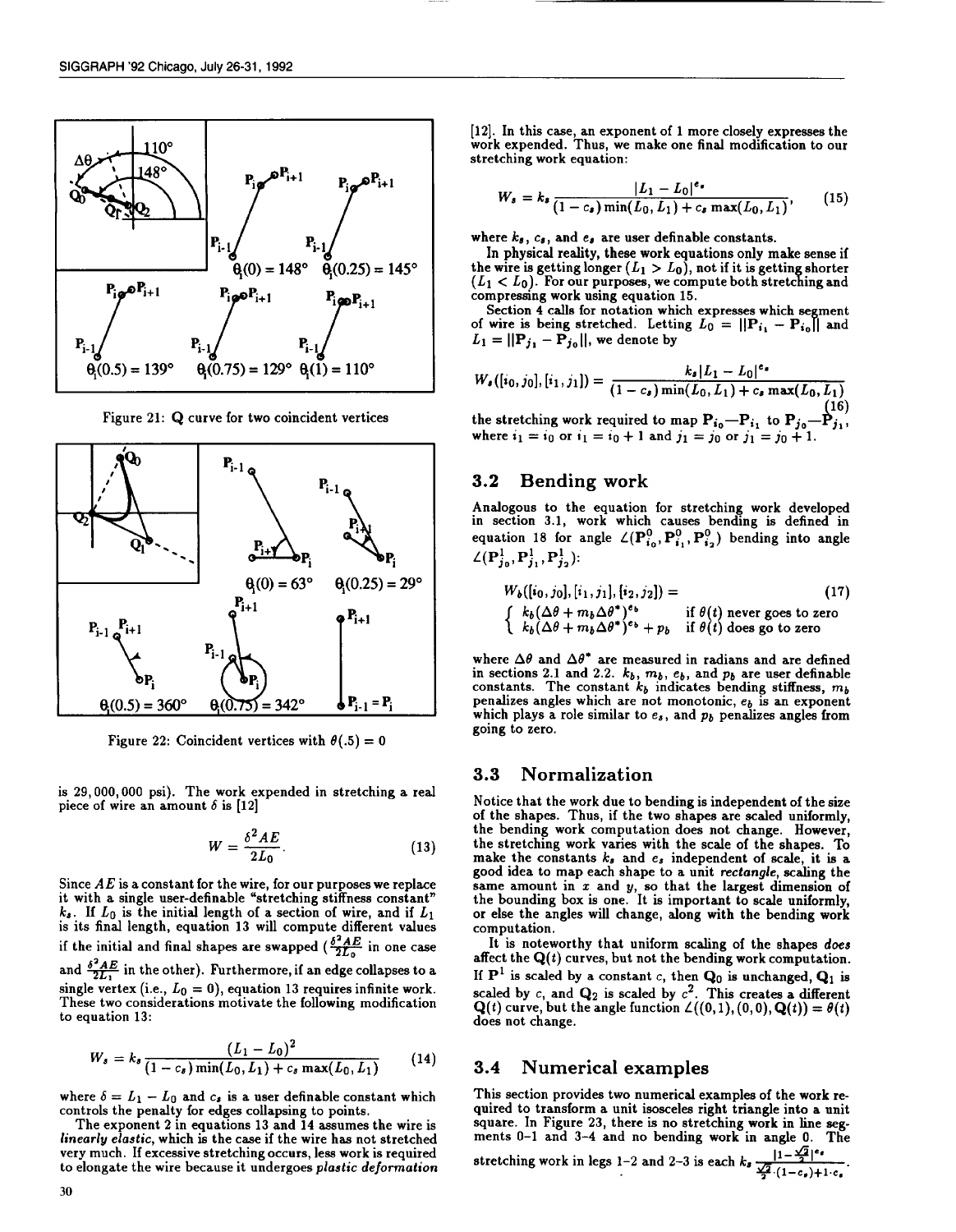Figure 21: Q curve for two coincident vertices

Figure 22: Coincident vertices with $\theta(.5) = 0$

is 29,000,000 psi). The work expended in stretching a real piece of wire an amount $\delta$ is [12]

$$W = \frac{\delta^2 AE}{2L_0}. \tag{13}$$

Since $AE$ is a constant for the wire, for our purposes we replace it with a single user-definable "stretching stiffness constant" $k_s$. If $L_0$ is the initial length of a section of wire, and if $L_1$ is its final length, equation 13 will compute different values if the initial and final shapes are swapped ($\frac{\delta^2 AE}{2L_0}$ in one case and $\frac{\delta^2 AE}{2L_1}$ in the other). Furthermore, if an edge collapses to a single vertex (i.e., $L_0 = 0$), equation 13 requires infinite work. These two considerations motivate the following modification to equation 13:

$$W_s = k_s \frac{(L_1 - L_0)^2}{(1 - c_s)\min(L_0, L_1) + c_s \max(L_0, L_1)} \tag{14}$$

where $\delta = L_1 - L_0$ and $c_s$ is a user definable constant which controls the penalty for edges collapsing to points.

The exponent 2 in equations 13 and 14 assumes the wire is *linearly elastic*, which is the case if the wire has not stretched very much. If excessive stretching occurs, less work is required to elongate the wire because it undergoes *plastic deformation* [12]. In this case, an exponent of 1 more closely expresses the work expended. Thus, we make one final modification to our stretching work equation:

$$W_s = k_s \frac{|L_1 - L_0|^{e_s}}{(1 - c_s)\min(L_0, L_1) + c_s \max(L_0, L_1)}, \tag{15}$$

where $k_s$, $c_s$, and $e_s$ are user definable constants.

In physical reality, these work equations only make sense if the wire is getting longer ($L_1 > L_0$), not if it is getting shorter ($L_1 < L_0$). For our purposes, we compute both stretching and compressing work using equation 15.

Section 4 calls for notation which expresses which segment of wire is being stretched. Letting $L_0 = ||\mathbf{P}_{i_1} - \mathbf{P}_{i_0}||$ and $L_1 = ||\mathbf{P}_{j_1} - \mathbf{P}_{j_0}||$, we denote by

$$W_s([i_0, j_0], [i_1, j_1]) = \frac{k_s |L_1 - L_0|^{e_s}}{(1 - c_s)\min(L_0, L_1) + c_s \max(L_0, L_1)} \tag{16}$$

the stretching work required to map $\mathbf{P}_{i_0}$—$\mathbf{P}_{i_1}$ to $\mathbf{P}_{j_0}$—$\mathbf{P}_{j_1}$, where $i_1 = i_0$ or $i_1 = i_0 + 1$ and $j_1 = j_0$ or $j_1 = j_0 + 1$.

## 3.2 Bending work

Analogous to the equation for stretching work developed in section 3.1, work which causes bending is defined in equation 18 for angle $\angle(\mathbf{P}^0_{i_0}, \mathbf{P}^0_{i_1}, \mathbf{P}^0_{i_2})$ bending into angle $\angle(\mathbf{P}^1_{j_0}, \mathbf{P}^1_{j_1}, \mathbf{P}^1_{j_2})$:

$$W_b([i_0, j_0], [i_1, j_1], [i_2, j_2]) = \tag{17}$$
$$\begin{cases} k_b(\Delta\theta + m_b \Delta\theta^*)^{e_b} & \text{if } \theta(t) \text{ never goes to zero} \\ k_b(\Delta\theta + m_b \Delta\theta^*)^{e_b} + p_b & \text{if } \theta(t) \text{ does go to zero} \end{cases}$$

where $\Delta\theta$ and $\Delta\theta^*$ are measured in radians and are defined in sections 2.1 and 2.2. $k_b$, $m_b$, $e_b$, and $p_b$ are user definable constants. The constant $k_b$ indicates bending stiffness, $m_b$ penalizes angles which are not monotonic, $e_b$ is an exponent which plays a role similar to $e_s$, and $p_b$ penalizes angles from going to zero.

## 3.3 Normalization

Notice that the work due to bending is independent of the size of the shapes. Thus, if the two shapes are scaled uniformly, the bending work computation does not change. However, the stretching work varies with the scale of the shapes. To make the constants $k_s$ and $e_s$ independent of scale, it is a good idea to map each shape to a unit *rectangle*, scaling the same amount in $x$ and $y$, so that the largest dimension of the bounding box is one. It is important to scale uniformly, or else the angles will change, along with the bending work computation.

It is noteworthy that uniform scaling of the shapes *does* affect the $\mathbf{Q}(t)$ curves, but not the bending work computation. If $\mathbf{P}^1$ is scaled by a constant $c$, then $\mathbf{Q}_0$ is unchanged, $\mathbf{Q}_1$ is scaled by $c$, and $\mathbf{Q}_2$ is scaled by $c^2$. This creates a different $\mathbf{Q}(t)$ curve, but the angle function $\angle((0,1),(0,0),\mathbf{Q}(t)) = \theta(t)$ does not change.

## 3.4 Numerical examples

This section provides two numerical examples of the work required to transform a unit isosceles right triangle into a unit square. In Figure 23, there is no stretching work in line segments 0-1 and 3-4 and no bending work in angle 0. The stretching work in legs 1-2 and 2-3 is each $k_s \frac{|1-\frac{\sqrt{2}}{2}|^{e_s}}{\frac{\sqrt{2}}{2}\cdot(1-c_s)+1\cdot c_s}$.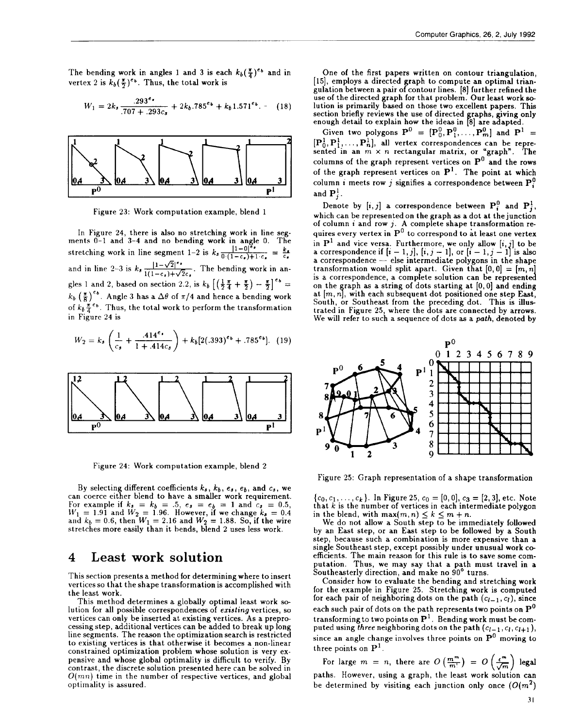The bending work in angles 1 and 3 is each $k_b(\frac{\pi}{4})^{e_b}$ and in vertex 2 is $k_b(\frac{\pi}{2})^{e_b}$. Thus, the total work is

$$W_1 = 2k_s \frac{.293^{e_s}}{.707 + .293c_s} + 2k_b.785^{e_b} + k_b 1.571^{e_b}. \quad (18)$$

Figure 23: Work computation example, blend 1

In Figure 24, there is also no stretching work in line segments 0-1 and 3-4 and no bending work in angle 0. The stretching work in line segment 1-2 is $k_s \frac{|1-0|^{e_s}}{0 \cdot (1-c_s)+1 \cdot c_s} = \frac{k_s}{c_s}$ and in line 2-3 is $k_s \frac{|1-\sqrt{2}|^{e_s}}{1(1-c_s)+\sqrt{2}c_s}$. The bending work in angles 1 and 2, based on section 2.2, is $k_b \left[\left(\frac{1}{2}\frac{\pi}{4} + \frac{\pi}{2}\right) - \frac{\pi}{2}\right]^{e_b} = k_b \left(\frac{\pi}{8}\right)^{e_b}$. Angle 3 has a $\Delta\theta$ of $\pi/4$ and hence a bending work of $k_b \frac{\pi}{4}^{e_b}$. Thus, the total work to perform the transformation in Figure 24 is

$$W_2 = k_s \left( \frac{1}{c_s} + \frac{.414^{e_s}}{1 + .414c_s} \right) + k_b[2(.393)^{e_b} + .785^{e_b}]. \quad (19)$$

Figure 24: Work computation example, blend 2

By selecting different coefficients $k_s$, $k_b$, $e_s$, $e_b$, and $c_s$, we can coerce either blend to have a smaller work requirement. For example if $k_s = k_b = .5$, $e_s = e_b = 1$ and $c_s = 0.5$, $W_1 = 1.91$ and $W_2 = 1.96$. However, if we change $k_s = 0.4$ and $k_b = 0.6$, then $W_1 = 2.16$ and $W_2 = 1.88$. So, if the wire stretches more easily than it bends, blend 2 uses less work.

# 4 Least work solution

This section presents a method for determining where to insert vertices so that the shape transformation is accomplished with the least work.

This method determines a globally optimal least work solution for all possible correspondences of *existing* vertices, so vertices can only be inserted at existing vertices. As a preprocessing step, additional vertices can be added to break up long line segments. The reason the optimization search is restricted to existing vertices is that otherwise it becomes a non-linear constrained optimization problem whose solution is very expensive and whose global optimality is difficult to verify. By contrast, the discrete solution presented here can be solved in $O(mn)$ time in the number of respective vertices, and global optimality is assured.

One of the first papers written on contour triangulation, [15], employs a directed graph to compute an optimal triangulation between a pair of contour lines. [8] further refined the use of the directed graph for that problem. Our least work solution is primarily based on those two excellent papers. This section briefly reviews the use of directed graphs, giving only enough detail to explain how the ideas in [8] are adapted.

Given two polygons $\mathbf{P}^0 = [\mathbf{P}^0_0, \mathbf{P}^0_1, \ldots, \mathbf{P}^0_m]$ and $\mathbf{P}^1 = [\mathbf{P}^1_0, \mathbf{P}^1_1, \ldots, \mathbf{P}^1_n]$, all vertex correspondences can be represented in an $m \times n$ rectangular matrix, or "graph". The columns of the graph represent vertices on $\mathbf{P}^0$ and the rows of the graph represent vertices on $\mathbf{P}^1$. The point at which column $i$ meets row $j$ signifies a correspondence between $\mathbf{P}^0_i$ and $\mathbf{P}^1_j$.

Denote by $[i, j]$ a correspondence between $\mathbf{P}^0_i$ and $\mathbf{P}^1_j$, which can be represented on the graph as a dot at the junction of column $i$ and row $j$. A complete shape transformation requires every vertex in $\mathbf{P}^0$ to correspond to at least one vertex in $\mathbf{P}^1$ and vice versa. Furthermore, we only allow $[i, j]$ to be a correspondence if $[i-1, j]$, $[i, j-1]$, or $[i-1, j-1]$ is also a correspondence — else intermediate polygons in the shape transformation would split apart. Given that $[0, 0] = [m, n]$ is a correspondence, a complete solution can be represented on the graph as a string of dots starting at $[0, 0]$ and ending at $[m, n]$, with each subsequent dot positioned one step East, South, or Southeast from the preceding dot. This is illustrated in Figure 25, where the dots are connected by arrows. We will refer to such a sequence of dots as a *path*, denoted by $\{c_0, c_1, \ldots, c_k\}$. In Figure 25, $c_0 = [0, 0]$, $c_3 = [2, 3]$, etc. Note that $k$ is the number of vertices in each intermediate polygon in the blend, with $\max(m, n) \leq k \leq m + n$.

Figure 25: Graph representation of a shape transformation

We do not allow a South step to be immediately followed by an East step, or an East step to be followed by a South step, because such a combination is more expensive than a single Southeast step, except possibly under unusual work coefficients. The main reason for this rule is to save some computation. Thus, we may say that a path must travel in a Southeasterly direction, and make no 90° turns.

Consider how to evaluate the bending and stretching work for the example in Figure 25. Stretching work is computed for each pair of neighboring dots on the path $(c_{l-1}, c_l)$, since each such pair of dots on the path represents two points on $\mathbf{P}^0$ transforming to two points on $\mathbf{P}^1$. Bending work must be computed using *three* neighboring dots on the path $(c_{l-1}, c_l, c_{l+1})$, since an angle change involves three points on $\mathbf{P}^0$ moving to three points on $\mathbf{P}^1$.

For large $m = n$, there are $O\left(\frac{m^m}{m!}\right) = O\left(\frac{e^m}{\sqrt{m}}\right)$ legal paths. However, using a graph, the least work solution can be determined by visiting each junction only once ($O(m^2)$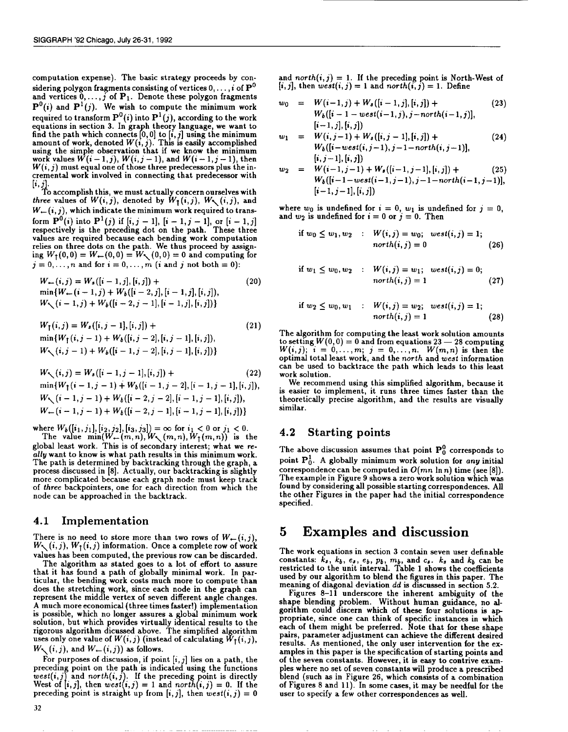computation expense). The basic strategy proceeds by considering polygon fragments consisting of vertices $0, \ldots, i$ of $\mathbf{P}^0$ and vertices $0, \ldots, j$ of $\mathbf{P}_1$. Denote these polygon fragments $\mathbf{P}^0(i)$ and $\mathbf{P}^1(j)$. We wish to compute the minimum work required to transform $\mathbf{P}^0(i)$ into $\mathbf{P}^1(j)$, according to the work equations in section 3. In graph theory language, we want to find the path which connects $[0,0]$ to $[i,j]$ using the minimum amount of work, denoted $W(i,j)$. This is easily accomplished using the simple observation that if we know the minimum work values $W(i-1,j)$, $W(i,j-1)$, and $W(i-1,j-1)$, then $W(i,j)$ must equal one of those three predecessors plus the incremental work involved in connecting that predecessor with $[i,j]$.

To accomplish this, we must actually concern ourselves with *three* values of $W(i,j)$, denoted by $W_\uparrow(i,j)$, $W_\nwarrow(i,j)$, and $W_\leftarrow(i,j)$, which indicate the minimum work required to transform $\mathbf{P}^0(i)$ into $\mathbf{P}^1(j)$ if $[i,j-1]$, $[i-1,j-1]$, or $[i-1,j]$ respectively is the preceding dot on the path. These three values are required because each bending work computation relies on three dots on the path. We thus proceed by assigning $W_\uparrow(0,0) = W_\leftarrow(0,0) = W_\nwarrow(0,0) = 0$ and computing for $j = 0, \ldots, n$ and for $i = 0, \ldots, m$ ($i$ and $j$ not both $= 0$):

$$
\begin{aligned}
W_\leftarrow(i,j) &= W_s([i-1,j],[i,j]) + \\
&\min\{W_\leftarrow(i-1,j) + W_b([i-2,j],[i-1,j],[i,j]), \\
&W_\nwarrow(i-1,j) + W_b([i-2,j-1],[i-1,j],[i,j])\}
\end{aligned} \tag{20}
$$

$$
\begin{aligned}
W_\uparrow(i,j) &= W_s([i,j-1],[i,j]) + \\
&\min\{W_\uparrow(i,j-1) + W_b([i,j-2],[i,j-1],[i,j]), \\
&W_\nwarrow(i,j-1) + W_b([i-1,j-2],[i,j-1],[i,j])\}
\end{aligned} \tag{21}
$$

$$
\begin{aligned}
W_\nwarrow(i,j) &= W_s([i-1,j-1],[i,j]) + \\
&\min\{W_\uparrow(i-1,j-1) + W_b([i-1,j-2],[i-1,j-1],[i,j]), \\
&W_\nwarrow(i-1,j-1) + W_b([i-2,j-2],[i-1,j-1],[i,j]), \\
&W_\leftarrow(i-1,j-1) + W_b([i-2,j-1],[i-1,j-1],[i,j])\}
\end{aligned} \tag{22}
$$

where $W_b([i_1,j_1],[i_2,j_2],[i_3,j_3]) = \infty$ for $i_1 < 0$ or $j_1 < 0$.

The value $\min(W_\leftarrow(m,n), W_\nwarrow(m,n), W_\uparrow(m,n))$ is the global least work. This is of secondary interest; what we *really* want to know is what path results in this minimum work. The path is determined by backtracking through the graph, a process discussed in [8]. Actually, our backtracking is slightly more complicated because each graph node must keep track of *three* backpointers, one for each direction from which the node can be approached in the backtrack.

## 4.1 Implementation

There is no need to store more than two rows of $W_\leftarrow(i,j)$, $W_\nwarrow(i,j)$, $W_\uparrow(i,j)$ information. Once a complete row of work values has been computed, the previous row can be discarded.

The algorithm as stated goes to a lot of effort to assure that it has found a path of globally minimal work. In particular, the bending work costs much more to compute than does the stretching work, since each node in the graph can represent the middle vertex of seven different angle changes. A much more economical (three times faster!) implementation is possible, which no longer assures a global minimum work solution, but which provides virtually identical results to the rigorous algorithm dicussed above. The simplified algorithm uses only one value of $W(i,j)$ (instead of calculating $W_\uparrow(i,j)$, $W_\nwarrow(i,j)$, and $W_\leftarrow(i,j)$) as follows.

For purposes of discussion, if point $[i,j]$ lies on a path, the preceding point on the path is indicated using the functions $west(i,j)$ and $north(i,j)$. If the preceding point is directly West of $[i,j]$, then $west(i,j) = 1$ and $north(i,j) = 0$. If the preceding point is straight up from $[i,j]$, then $west(i,j) = 0$ and $north(i,j) = 1$. If the preceding point is North-West of $[i,j]$, then $west(i,j) = 1$ and $north(i,j) = 1$. Define

$$
\begin{aligned}
w_0 &= W(i-1,j) + W_s([i-1,j],[i,j]) + \\
&\quad W_b([i-1-west(i-1,j), j-north(i-1,j)], \\
&\quad [i-1,j],[i,j])
\end{aligned} \tag{23}
$$

$$
\begin{aligned}
w_1 &= W(i,j-1) + W_s([i,j-1],[i,j]) + \\
&\quad W_b([i-west(i,j-1), j-1-north(i,j-1)], \\
&\quad [i,j-1],[i,j])
\end{aligned} \tag{24}
$$

$$
\begin{aligned}
w_2 &= W(i-1,j-1) + W_s([i-1,j-1],[i,j]) + \\
&\quad W_b([i-1-west(i-1,j-1), j-1-north(i-1,j-1)], \\
&\quad [i-1,j-1],[i,j])
\end{aligned} \tag{25}
$$

where $w_0$ is undefined for $i = 0$, $w_1$ is undefined for $j = 0$, and $w_2$ is undefined for $i = 0$ or $j = 0$. Then

$$
\text{if } w_0 \le w_1, w_2 \;:\; W(i,j) = w_0;\; west(i,j) = 1;\; north(i,j) = 0 \tag{26}
$$

$$
\text{if } w_1 \le w_0, w_2 \;:\; W(i,j) = w_1;\; west(i,j) = 0;\; north(i,j) = 1 \tag{27}
$$

$$
\text{if } w_2 \le w_0, w_1 \;:\; W(i,j) = w_2;\; west(i,j) = 1;\; north(i,j) = 1 \tag{28}
$$

The algorithm for computing the least work solution amounts to setting $W(0,0) = 0$ and from equations 23 — 28 computing $W(i,j)$; $i = 0, \ldots, m$; $j = 0, \ldots, n$. $W(m,n)$ is then the optimal total least work, and the *north* and *west* information can be used to backtrace the path which leads to this least work solution.

We recommend using this simplified algorithm, because it is easier to implement, it runs three times faster than the theoretically precise algorithm, and the results are visually similar.

## 4.2 Starting points

The above discussion assumes that point $\mathbf{P}^0_0$ corresponds to point $\mathbf{P}^1_0$. A globally minimum work solution for *any* initial correspondence can be computed in $O(mn \ln n)$ time (see [8]). The example in Figure 9 shows a zero work solution which was found by considering all possible starting correspondences. All the other Figures in the paper had the initial correspondence specified.

# 5 Examples and discussion

The work equations in section 3 contain seven user definable constants: $k_s$, $k_b$, $e_s$, $e_b$, $p_b$, $m_b$, and $c_s$. $k_s$ and $k_b$ can be restricted to the unit interval. Table 1 shows the coefficients used by our algorithm to blend the figures in this paper. The meaning of diagonal deviation $dd$ is discussed in section 5.2.

Figures 8–11 underscore the inherent ambiguity of the shape blending problem. Without human guidance, no algorithm could discern which of these four solutions is appropriate, since one can think of specific instances in which each of them might be preferred. Note that for these shape pairs, parameter adjustment can achieve the different desired results. As mentioned, the only user intervention for the examples in this paper is the specification of starting points and of the seven constants. However, it is easy to contrive examples where no set of seven constants will produce a prescribed blend (such as in Figure 26, which consists of a combination of Figures 8 and 11). In some cases, it may be needful for the user to specify a few other correspondences as well.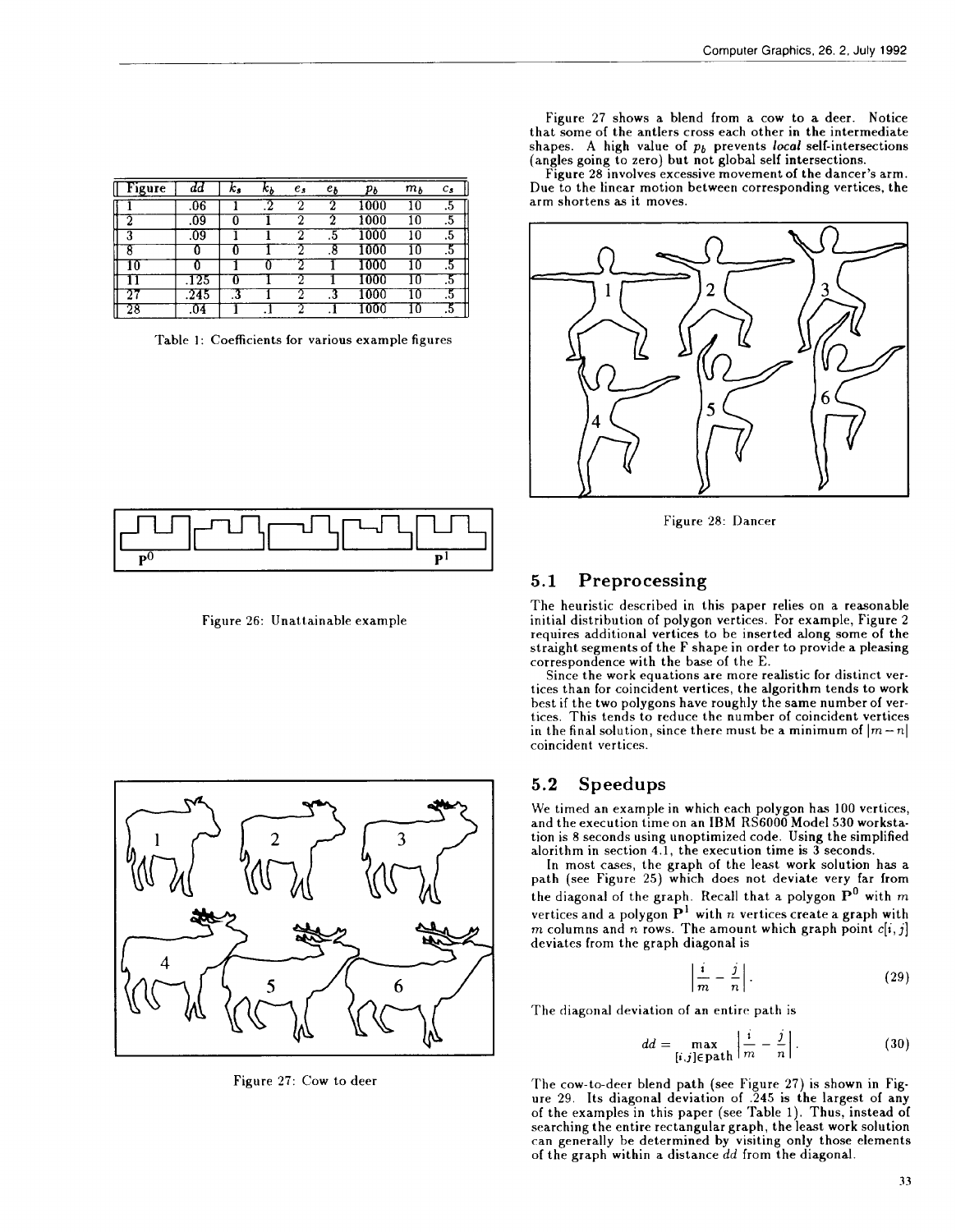| Figure | $dd$ | $k_s$ | $k_b$ | $e_s$ | $e_b$ | $p_b$ | $m_b$ | $c_s$ |
|---|---|---|---|---|---|---|---|---|
| 1 | .06 | 1 | .2 | 2 | 2 | 1000 | 10 | .5 |
| 2 | .09 | 0 | 1 | 2 | 2 | 1000 | 10 | .5 |
| 3 | .09 | 1 | 1 | 2 | .5 | 1000 | 10 | .5 |
| 8 | 0 | 0 | 1 | 2 | .8 | 1000 | 10 | .5 |
| 10 | 0 | 1 | 0 | 2 | 1 | 1000 | 10 | .5 |
| 11 | .125 | 0 | 1 | 2 | 1 | 1000 | 10 | .5 |
| 27 | .245 | .3 | 1 | 2 | .3 | 1000 | 10 | .5 |
| 28 | .04 | 1 | .1 | 2 | .1 | 1000 | 10 | .5 |

Table 1: Coefficients for various example figures

Figure 26: Unattainable example

Figure 27: Cow to deer

Figure 27 shows a blend from a cow to a deer. Notice that some of the antlers cross each other in the intermediate shapes. A high value of $p_b$ prevents *local* self-intersections (angles going to zero) but not global self intersections.

Figure 28 involves excessive movement of the dancer's arm. Due to the linear motion between corresponding vertices, the arm shortens as it moves.

Figure 28: Dancer

## 5.1 Preprocessing

The heuristic described in this paper relies on a reasonable initial distribution of polygon vertices. For example, Figure 2 requires additional vertices to be inserted along some of the straight segments of the F shape in order to provide a pleasing correspondence with the base of the E.

Since the work equations are more realistic for distinct vertices than for coincident vertices, the algorithm tends to work best if the two polygons have roughly the same number of vertices. This tends to reduce the number of coincident vertices in the final solution, since there must be a minimum of $|m - n|$ coincident vertices.

## 5.2 Speedups

We timed an example in which each polygon has 100 vertices, and the execution time on an IBM RS6000 Model 530 workstation is 8 seconds using unoptimized code. Using the simplified alorithm in section 4.1, the execution time is 3 seconds.

In most cases, the graph of the least work solution has a path (see Figure 25) which does not deviate very far from the diagonal of the graph. Recall that a polygon $\mathbf{P}^0$ with $m$ vertices and a polygon $\mathbf{P}^1$ with $n$ vertices create a graph with $m$ columns and $n$ rows. The amount which graph point $c[i, j]$ deviates from the graph diagonal is

$$\left| \frac{i}{m} - \frac{j}{n} \right| . \tag{29}$$

The diagonal deviation of an entire path is

$$dd = \max_{[i,j] \in \text{path}} \left| \frac{i}{m} - \frac{j}{n} \right| . \tag{30}$$

The cow-to-deer blend path (see Figure 27) is shown in Figure 29. Its diagonal deviation of .245 is the largest of any of the examples in this paper (see Table 1). Thus, instead of searching the entire rectangular graph, the least work solution can generally be determined by visiting only those elements of the graph within a distance $dd$ from the diagonal.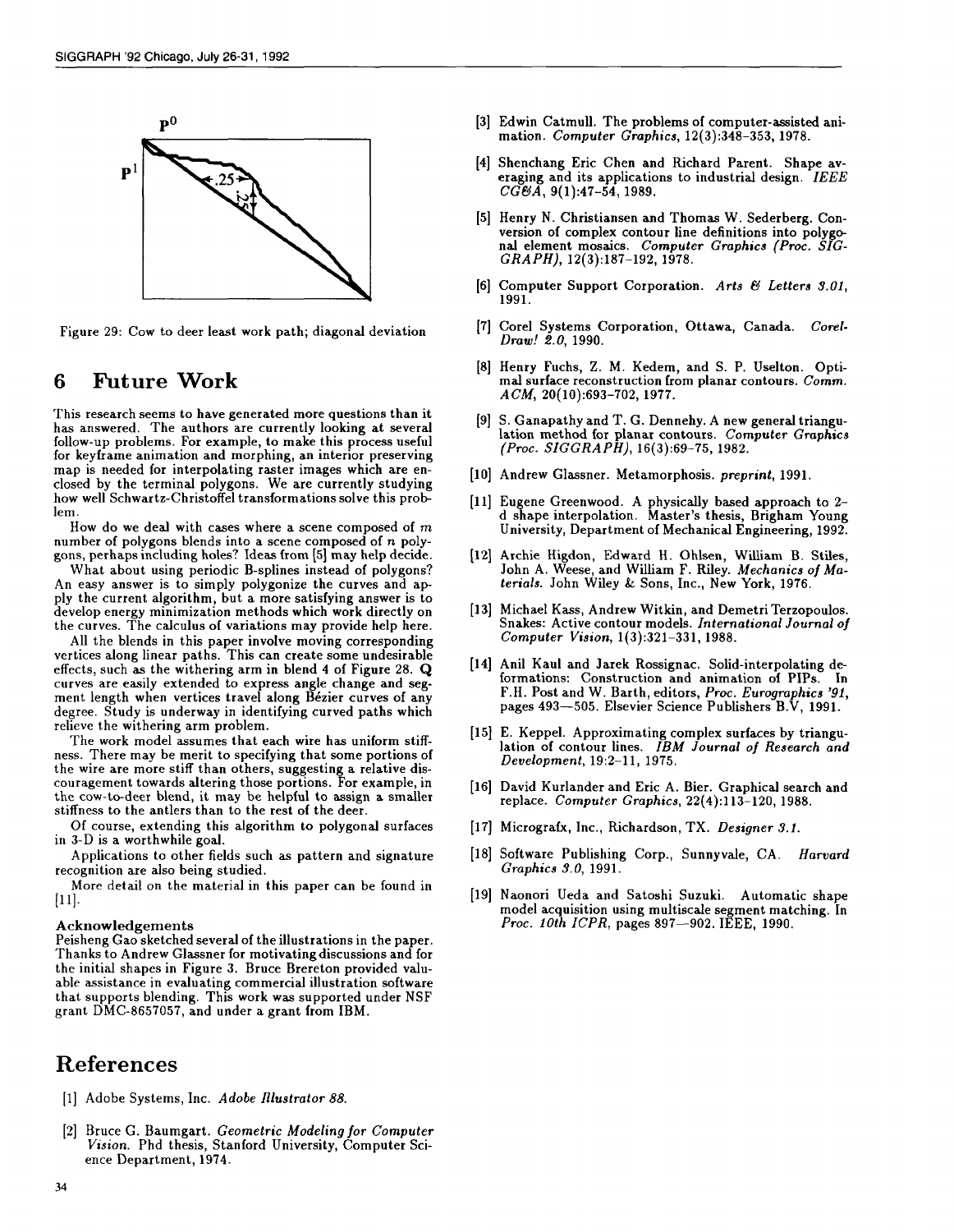$\mathbf{P}^0$

$\mathbf{P}^1$

.25

.25

Figure 29: Cow to deer least work path; diagonal deviation

## 6 Future Work

This research seems to have generated more questions than it has answered. The authors are currently looking at several follow-up problems. For example, to make this process useful for keyframe animation and morphing, an interior preserving map is needed for interpolating raster images which are enclosed by the terminal polygons. We are currently studying how well Schwartz-Christoffel transformations solve this problem.

How do we deal with cases where a scene composed of $m$ number of polygons blends into a scene composed of $n$ polygons, perhaps including holes? Ideas from [5] may help decide.

What about using periodic B-splines instead of polygons? An easy answer is to simply polygonize the curves and apply the current algorithm, but a more satisfying answer is to develop energy minimization methods which work directly on the curves. The calculus of variations may provide help here.

All the blends in this paper involve moving corresponding vertices along linear paths. This can create some undesirable effects, such as the withering arm in blend 4 of Figure 28. **Q** curves are easily extended to express angle change and segment length when vertices travel along Bézier curves of any degree. Study is underway in identifying curved paths which relieve the withering arm problem.

The work model assumes that each wire has uniform stiffness. There may be merit to specifying that some portions of the wire are more stiff than others, suggesting a relative discouragement towards altering those portions. For example, in the cow-to-deer blend, it may be helpful to assign a smaller stiffness to the antlers than to the rest of the deer.

Of course, extending this algorithm to polygonal surfaces in 3-D is a worthwhile goal.

Applications to other fields such as pattern and signature recognition are also being studied.

More detail on the material in this paper can be found in [11].

### Acknowledgements

Peisheng Gao sketched several of the illustrations in the paper. Thanks to Andrew Glassner for motivating discussions and for the initial shapes in Figure 3. Bruce Brereton provided valuable assistance in evaluating commercial illustration software that supports blending. This work was supported under NSF grant DMC-8657057, and under a grant from IBM.

## References

[1] Adobe Systems, Inc. *Adobe Illustrator 88.*

[2] Bruce G. Baumgart. *Geometric Modeling for Computer Vision.* Phd thesis, Stanford University, Computer Science Department, 1974.

[3] Edwin Catmull. The problems of computer-assisted animation. *Computer Graphics*, 12(3):348–353, 1978.

[4] Shenchang Eric Chen and Richard Parent. Shape averaging and its applications to industrial design. *IEEE CG&A*, 9(1):47–54, 1989.

[5] Henry N. Christiansen and Thomas W. Sederberg. Conversion of complex contour line definitions into polygonal element mosaics. *Computer Graphics (Proc. SIGGRAPH)*, 12(3):187–192, 1978.

[6] Computer Support Corporation. *Arts & Letters 3.01*, 1991.

[7] Corel Systems Corporation, Ottawa, Canada. *Corel-Draw! 2.0*, 1990.

[8] Henry Fuchs, Z. M. Kedem, and S. P. Uselton. Optimal surface reconstruction from planar contours. *Comm. ACM*, 20(10):693–702, 1977.

[9] S. Ganapathy and T. G. Dennehy. A new general triangulation method for planar contours. *Computer Graphics (Proc. SIGGRAPH)*, 16(3):69–75, 1982.

[10] Andrew Glassner. Metamorphosis. *preprint*, 1991.

[11] Eugene Greenwood. A physically based approach to 2-d shape interpolation. Master's thesis, Brigham Young University, Department of Mechanical Engineering, 1992.

[12] Archie Higdon, Edward H. Ohlsen, William B. Stiles, John A. Weese, and William F. Riley. *Mechanics of Materials.* John Wiley & Sons, Inc., New York, 1976.

[13] Michael Kass, Andrew Witkin, and Demetri Terzopoulos. Snakes: Active contour models. *International Journal of Computer Vision*, 1(3):321–331, 1988.

[14] Anil Kaul and Jarek Rossignac. Solid-interpolating deformations: Construction and animation of PIPs. In F.H. Post and W. Barth, editors, *Proc. Eurographics '91*, pages 493—505. Elsevier Science Publishers B.V, 1991.

[15] E. Keppel. Approximating complex surfaces by triangulation of contour lines. *IBM Journal of Research and Development*, 19:2–11, 1975.

[16] David Kurlander and Eric A. Bier. Graphical search and replace. *Computer Graphics*, 22(4):113–120, 1988.

[17] Micrografx, Inc., Richardson, TX. *Designer 3.1.*

[18] Software Publishing Corp., Sunnyvale, CA. *Harvard Graphics 3.0*, 1991.

[19] Naonori Ueda and Satoshi Suzuki. Automatic shape model acquisition using multiscale segment matching. In *Proc. 10th ICPR*, pages 897—902. IEEE, 1990.